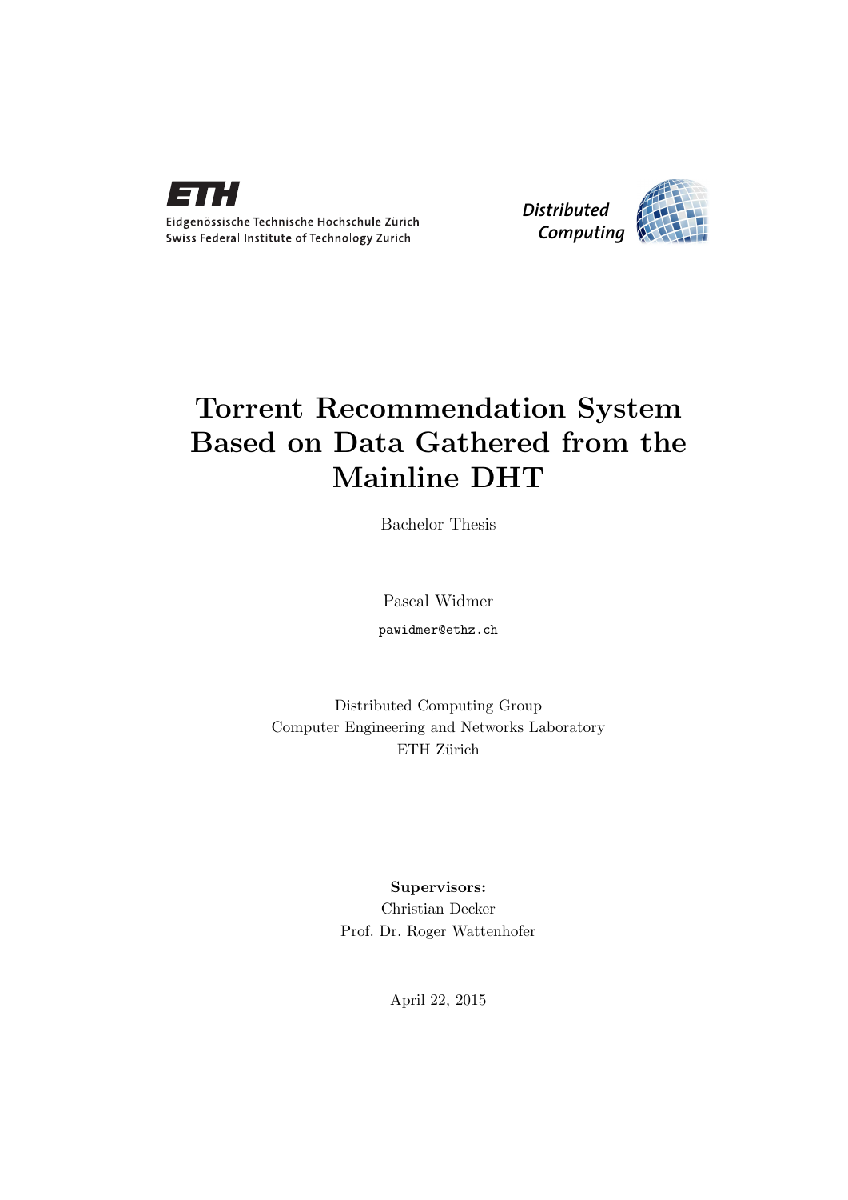Eidgenössische Technische Hochschule Zürich
Swiss Federal Institute of Technology Zurich

*Distributed Computing*

# Torrent Recommendation System Based on Data Gathered from the Mainline DHT

Bachelor Thesis

Pascal Widmer

pawidmer@ethz.ch

Distributed Computing Group
Computer Engineering and Networks Laboratory
ETH Zürich

**Supervisors:**
Christian Decker
Prof. Dr. Roger Wattenhofer

April 22, 2015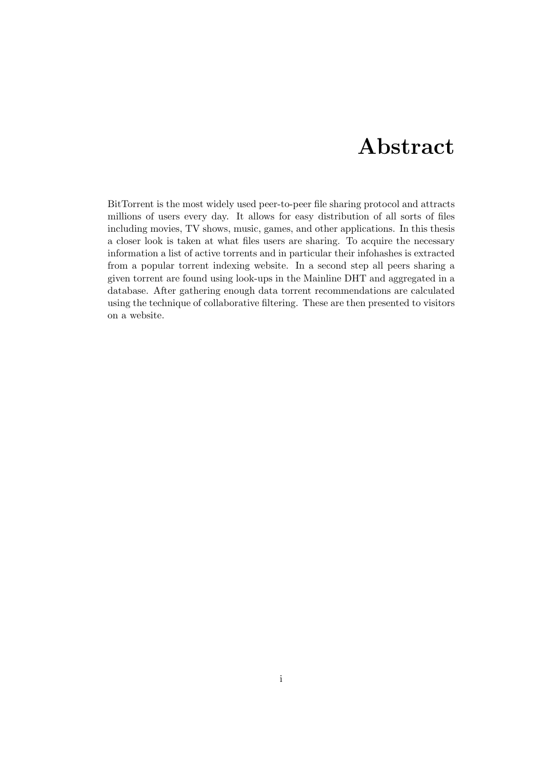# Abstract

BitTorrent is the most widely used peer-to-peer file sharing protocol and attracts millions of users every day. It allows for easy distribution of all sorts of files including movies, TV shows, music, games, and other applications. In this thesis a closer look is taken at what files users are sharing. To acquire the necessary information a list of active torrents and in particular their infohashes is extracted from a popular torrent indexing website. In a second step all peers sharing a given torrent are found using look-ups in the Mainline DHT and aggregated in a database. After gathering enough data torrent recommendations are calculated using the technique of collaborative filtering. These are then presented to visitors on a website.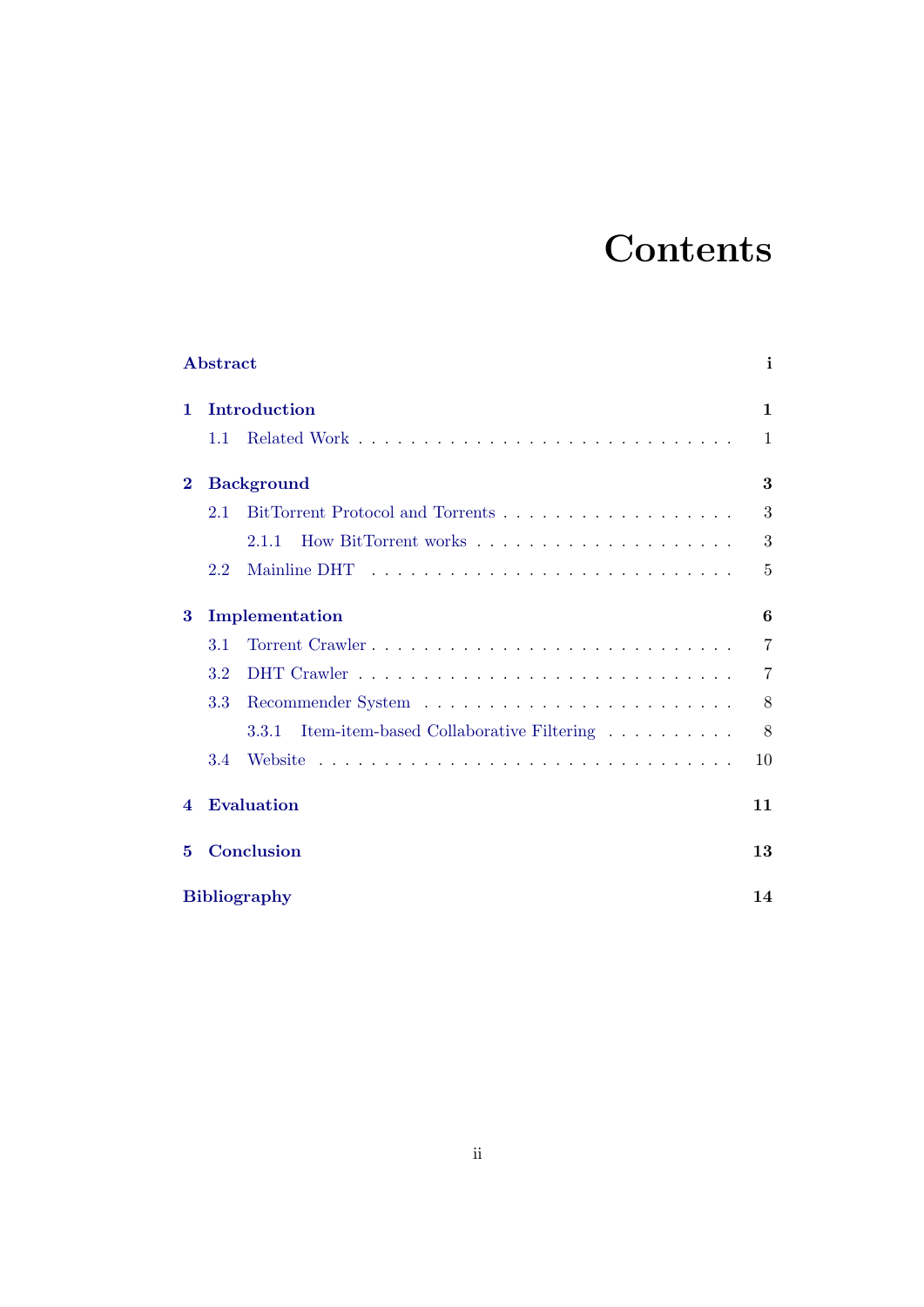# Contents

**Abstract** **i**

**1 Introduction** **1**

- 1.1 Related Work . . . . . . . . . . . . . . . . . . . . . . . . . . . . 1

**2 Background** **3**

- 2.1 BitTorrent Protocol and Torrents . . . . . . . . . . . . . . . . . . 3
  - 2.1.1 How BitTorrent works . . . . . . . . . . . . . . . . . . . . 3
- 2.2 Mainline DHT . . . . . . . . . . . . . . . . . . . . . . . . . . . . 5

**3 Implementation** **6**

- 3.1 Torrent Crawler . . . . . . . . . . . . . . . . . . . . . . . . . . . 7
- 3.2 DHT Crawler . . . . . . . . . . . . . . . . . . . . . . . . . . . . 7
- 3.3 Recommender System . . . . . . . . . . . . . . . . . . . . . . . . 8
  - 3.3.1 Item-item-based Collaborative Filtering . . . . . . . . . . . 8
- 3.4 Website . . . . . . . . . . . . . . . . . . . . . . . . . . . . . . . 10

**4 Evaluation** **11**

**5 Conclusion** **13**

**Bibliography** **14**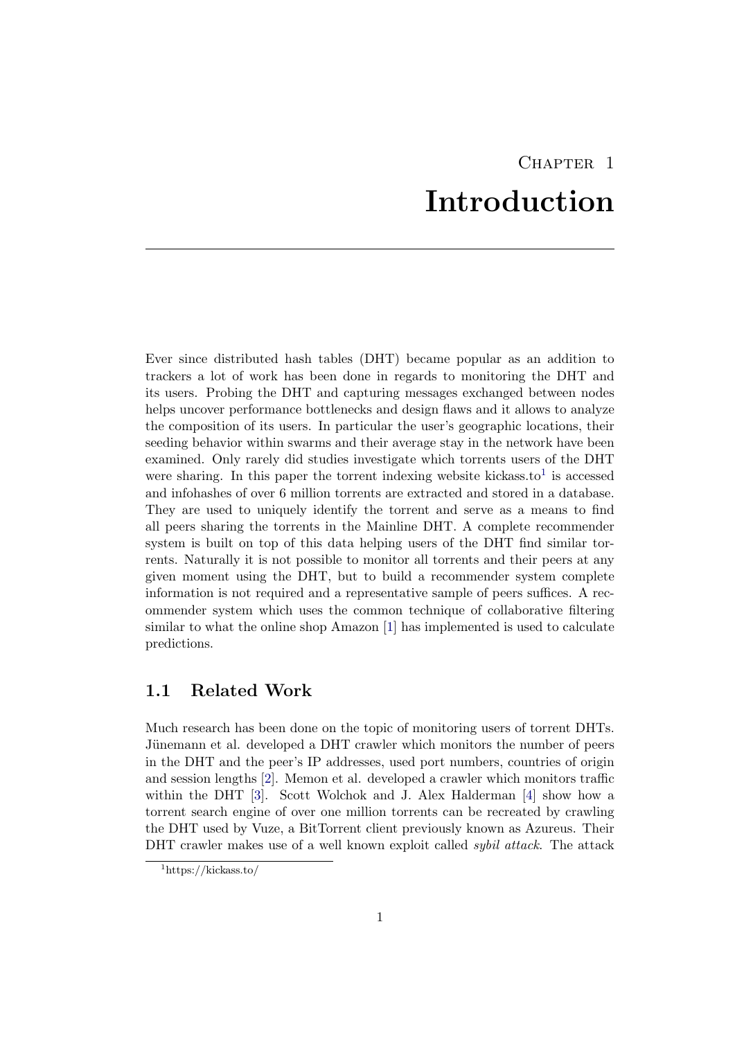# Chapter 1
# Introduction

Ever since distributed hash tables (DHT) became popular as an addition to trackers a lot of work has been done in regards to monitoring the DHT and its users. Probing the DHT and capturing messages exchanged between nodes helps uncover performance bottlenecks and design flaws and it allows to analyze the composition of its users. In particular the user's geographic locations, their seeding behavior within swarms and their average stay in the network have been examined. Only rarely did studies investigate which torrents users of the DHT were sharing. In this paper the torrent indexing website kickass.to[1] is accessed and infohashes of over 6 million torrents are extracted and stored in a database. They are used to uniquely identify the torrent and serve as a means to find all peers sharing the torrents in the Mainline DHT. A complete recommender system is built on top of this data helping users of the DHT find similar torrents. Naturally it is not possible to monitor all torrents and their peers at any given moment using the DHT, but to build a recommender system complete information is not required and a representative sample of peers suffices. A recommender system which uses the common technique of collaborative filtering similar to what the online shop Amazon [1] has implemented is used to calculate predictions.

## 1.1 Related Work

Much research has been done on the topic of monitoring users of torrent DHTs. Jünemann et al. developed a DHT crawler which monitors the number of peers in the DHT and the peer's IP addresses, used port numbers, countries of origin and session lengths [2]. Memon et al. developed a crawler which monitors traffic within the DHT [3]. Scott Wolchok and J. Alex Halderman [4] show how a torrent search engine of over one million torrents can be recreated by crawling the DHT used by Vuze, a BitTorrent client previously known as Azureus. Their DHT crawler makes use of a well known exploit called *sybil attack*. The attack

[1] https://kickass.to/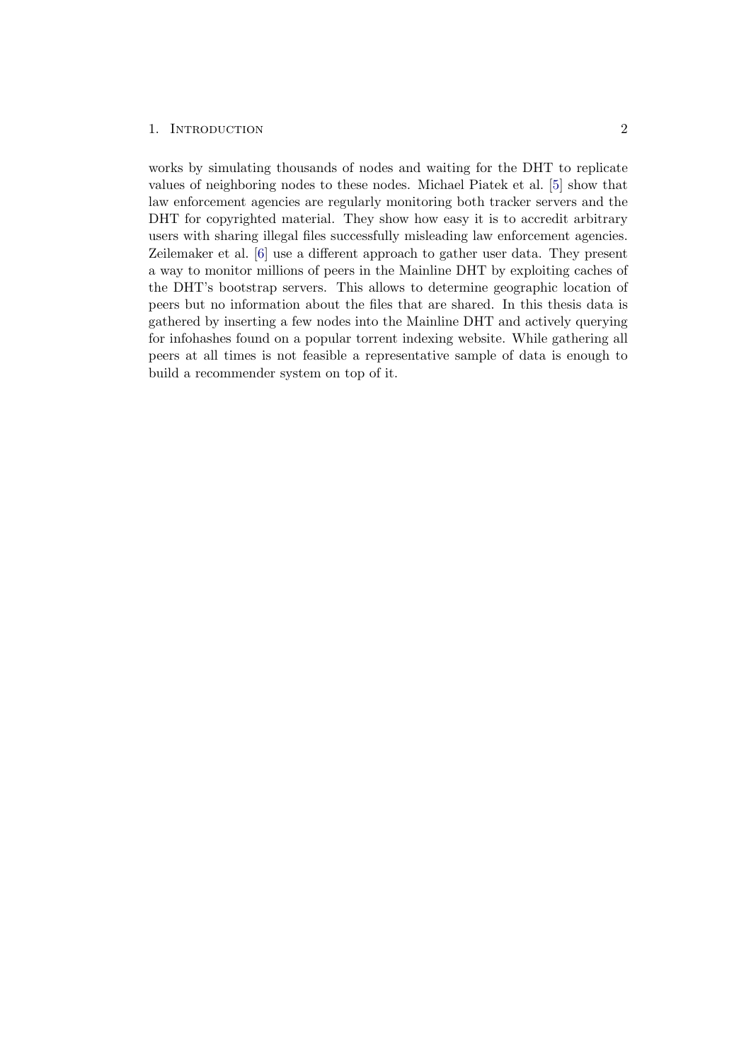works by simulating thousands of nodes and waiting for the DHT to replicate values of neighboring nodes to these nodes. Michael Piatek et al. [5] show that law enforcement agencies are regularly monitoring both tracker servers and the DHT for copyrighted material. They show how easy it is to accredit arbitrary users with sharing illegal files successfully misleading law enforcement agencies. Zeilemaker et al. [6] use a different approach to gather user data. They present a way to monitor millions of peers in the Mainline DHT by exploiting caches of the DHT's bootstrap servers. This allows to determine geographic location of peers but no information about the files that are shared. In this thesis data is gathered by inserting a few nodes into the Mainline DHT and actively querying for infohashes found on a popular torrent indexing website. While gathering all peers at all times is not feasible a representative sample of data is enough to build a recommender system on top of it.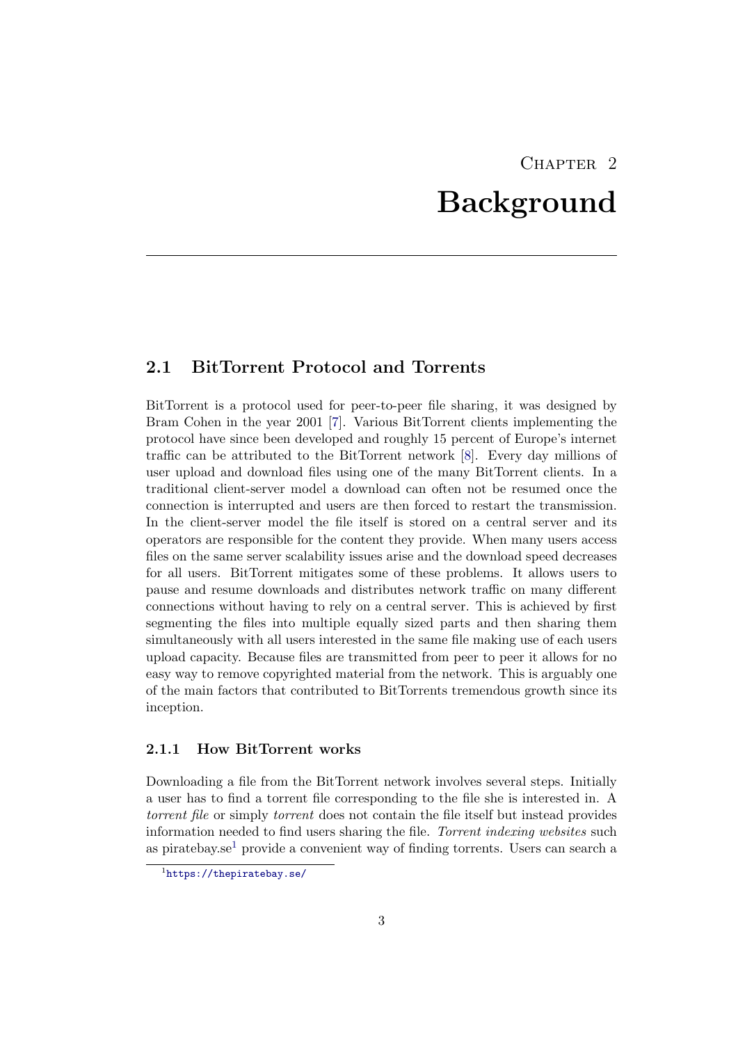# Chapter 2
# Background

## 2.1 BitTorrent Protocol and Torrents

BitTorrent is a protocol used for peer-to-peer file sharing, it was designed by Bram Cohen in the year 2001 [7]. Various BitTorrent clients implementing the protocol have since been developed and roughly 15 percent of Europe's internet traffic can be attributed to the BitTorrent network [8]. Every day millions of user upload and download files using one of the many BitTorrent clients. In a traditional client-server model a download can often not be resumed once the connection is interrupted and users are then forced to restart the transmission. In the client-server model the file itself is stored on a central server and its operators are responsible for the content they provide. When many users access files on the same server scalability issues arise and the download speed decreases for all users. BitTorrent mitigates some of these problems. It allows users to pause and resume downloads and distributes network traffic on many different connections without having to rely on a central server. This is achieved by first segmenting the files into multiple equally sized parts and then sharing them simultaneously with all users interested in the same file making use of each users upload capacity. Because files are transmitted from peer to peer it allows for no easy way to remove copyrighted material from the network. This is arguably one of the main factors that contributed to BitTorrents tremendous growth since its inception.

### 2.1.1 How BitTorrent works

Downloading a file from the BitTorrent network involves several steps. Initially a user has to find a torrent file corresponding to the file she is interested in. A *torrent file* or simply *torrent* does not contain the file itself but instead provides information needed to find users sharing the file. *Torrent indexing websites* such as piratebay.se[1] provide a convenient way of finding torrents. Users can search a

[1] https://thepiratebay.se/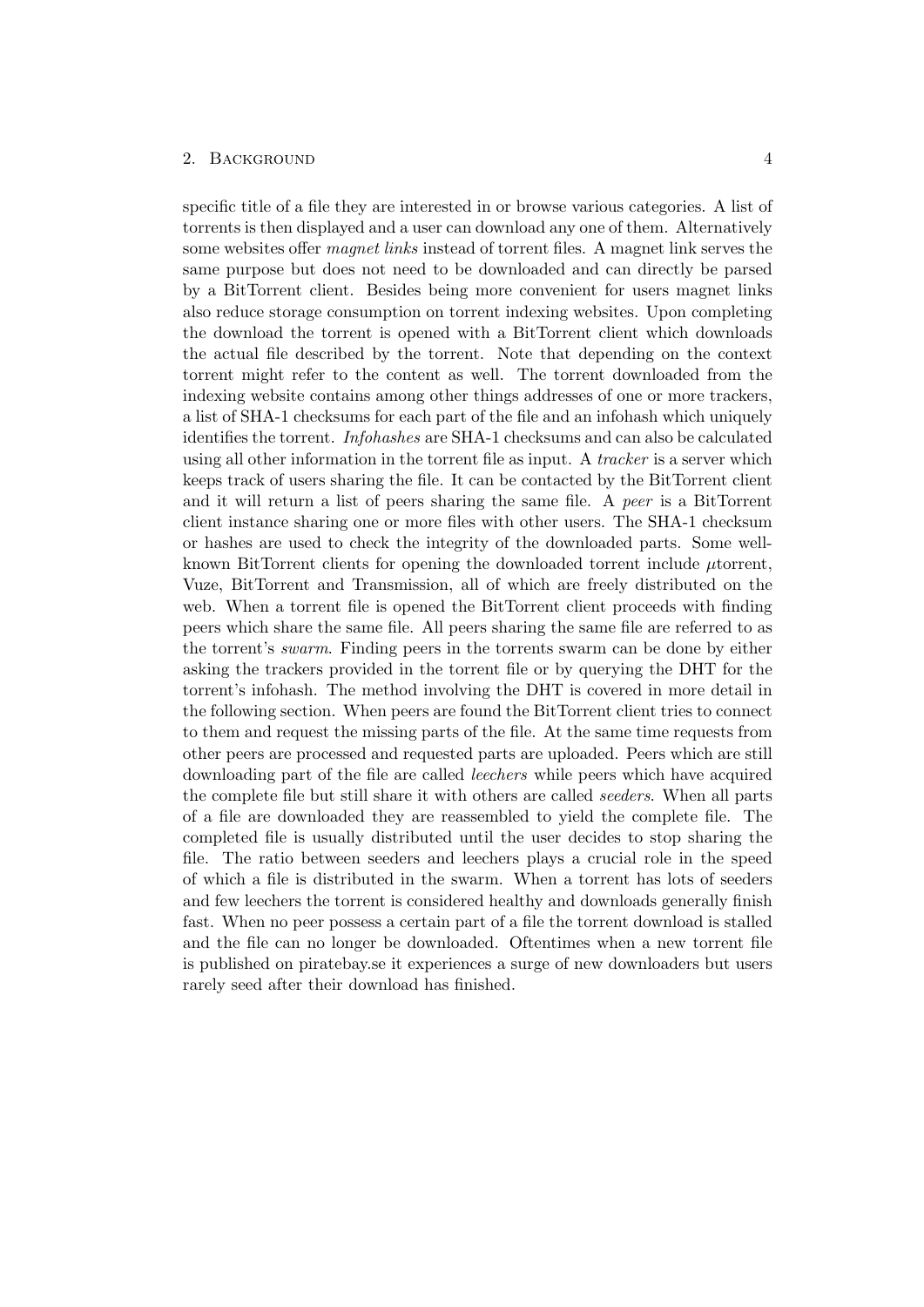specific title of a file they are interested in or browse various categories. A list of torrents is then displayed and a user can download any one of them. Alternatively some websites offer *magnet links* instead of torrent files. A magnet link serves the same purpose but does not need to be downloaded and can directly be parsed by a BitTorrent client. Besides being more convenient for users magnet links also reduce storage consumption on torrent indexing websites. Upon completing the download the torrent is opened with a BitTorrent client which downloads the actual file described by the torrent. Note that depending on the context torrent might refer to the content as well. The torrent downloaded from the indexing website contains among other things addresses of one or more trackers, a list of SHA-1 checksums for each part of the file and an infohash which uniquely identifies the torrent. *Infohashes* are SHA-1 checksums and can also be calculated using all other information in the torrent file as input. A *tracker* is a server which keeps track of users sharing the file. It can be contacted by the BitTorrent client and it will return a list of peers sharing the same file. A *peer* is a BitTorrent client instance sharing one or more files with other users. The SHA-1 checksum or hashes are used to check the integrity of the downloaded parts. Some well-known BitTorrent clients for opening the downloaded torrent include µtorrent, Vuze, BitTorrent and Transmission, all of which are freely distributed on the web. When a torrent file is opened the BitTorrent client proceeds with finding peers which share the same file. All peers sharing the same file are referred to as the torrent's *swarm*. Finding peers in the torrents swarm can be done by either asking the trackers provided in the torrent file or by querying the DHT for the torrent's infohash. The method involving the DHT is covered in more detail in the following section. When peers are found the BitTorrent client tries to connect to them and request the missing parts of the file. At the same time requests from other peers are processed and requested parts are uploaded. Peers which are still downloading part of the file are called *leechers* while peers which have acquired the complete file but still share it with others are called *seeders*. When all parts of a file are downloaded they are reassembled to yield the complete file. The completed file is usually distributed until the user decides to stop sharing the file. The ratio between seeders and leechers plays a crucial role in the speed of which a file is distributed in the swarm. When a torrent has lots of seeders and few leechers the torrent is considered healthy and downloads generally finish fast. When no peer possess a certain part of a file the torrent download is stalled and the file can no longer be downloaded. Oftentimes when a new torrent file is published on piratebay.se it experiences a surge of new downloaders but users rarely seed after their download has finished.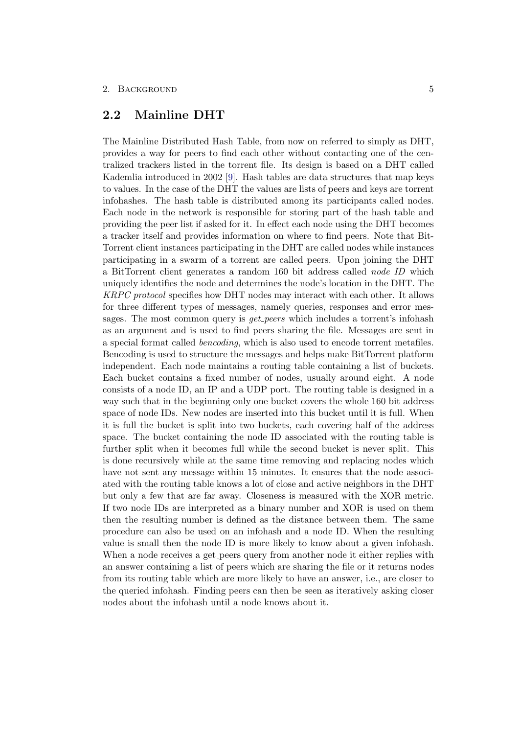## 2.2 Mainline DHT

The Mainline Distributed Hash Table, from now on referred to simply as DHT, provides a way for peers to find each other without contacting one of the centralized trackers listed in the torrent file. Its design is based on a DHT called Kademlia introduced in 2002 [9]. Hash tables are data structures that map keys to values. In the case of the DHT the values are lists of peers and keys are torrent infohashes. The hash table is distributed among its participants called nodes. Each node in the network is responsible for storing part of the hash table and providing the peer list if asked for it. In effect each node using the DHT becomes a tracker itself and provides information on where to find peers. Note that BitTorrent client instances participating in the DHT are called nodes while instances participating in a swarm of a torrent are called peers. Upon joining the DHT a BitTorrent client generates a random 160 bit address called *node ID* which uniquely identifies the node and determines the node's location in the DHT. The *KRPC protocol* specifies how DHT nodes may interact with each other. It allows for three different types of messages, namely queries, responses and error messages. The most common query is *get_peers* which includes a torrent's infohash as an argument and is used to find peers sharing the file. Messages are sent in a special format called *bencoding*, which is also used to encode torrent metafiles. Bencoding is used to structure the messages and helps make BitTorrent platform independent. Each node maintains a routing table containing a list of buckets. Each bucket contains a fixed number of nodes, usually around eight. A node consists of a node ID, an IP and a UDP port. The routing table is designed in a way such that in the beginning only one bucket covers the whole 160 bit address space of node IDs. New nodes are inserted into this bucket until it is full. When it is full the bucket is split into two buckets, each covering half of the address space. The bucket containing the node ID associated with the routing table is further split when it becomes full while the second bucket is never split. This is done recursively while at the same time removing and replacing nodes which have not sent any message within 15 minutes. It ensures that the node associated with the routing table knows a lot of close and active neighbors in the DHT but only a few that are far away. Closeness is measured with the XOR metric. If two node IDs are interpreted as a binary number and XOR is used on them then the resulting number is defined as the distance between them. The same procedure can also be used on an infohash and a node ID. When the resulting value is small then the node ID is more likely to know about a given infohash. When a node receives a get_peers query from another node it either replies with an answer containing a list of peers which are sharing the file or it returns nodes from its routing table which are more likely to have an answer, i.e., are closer to the queried infohash. Finding peers can then be seen as iteratively asking closer nodes about the infohash until a node knows about it.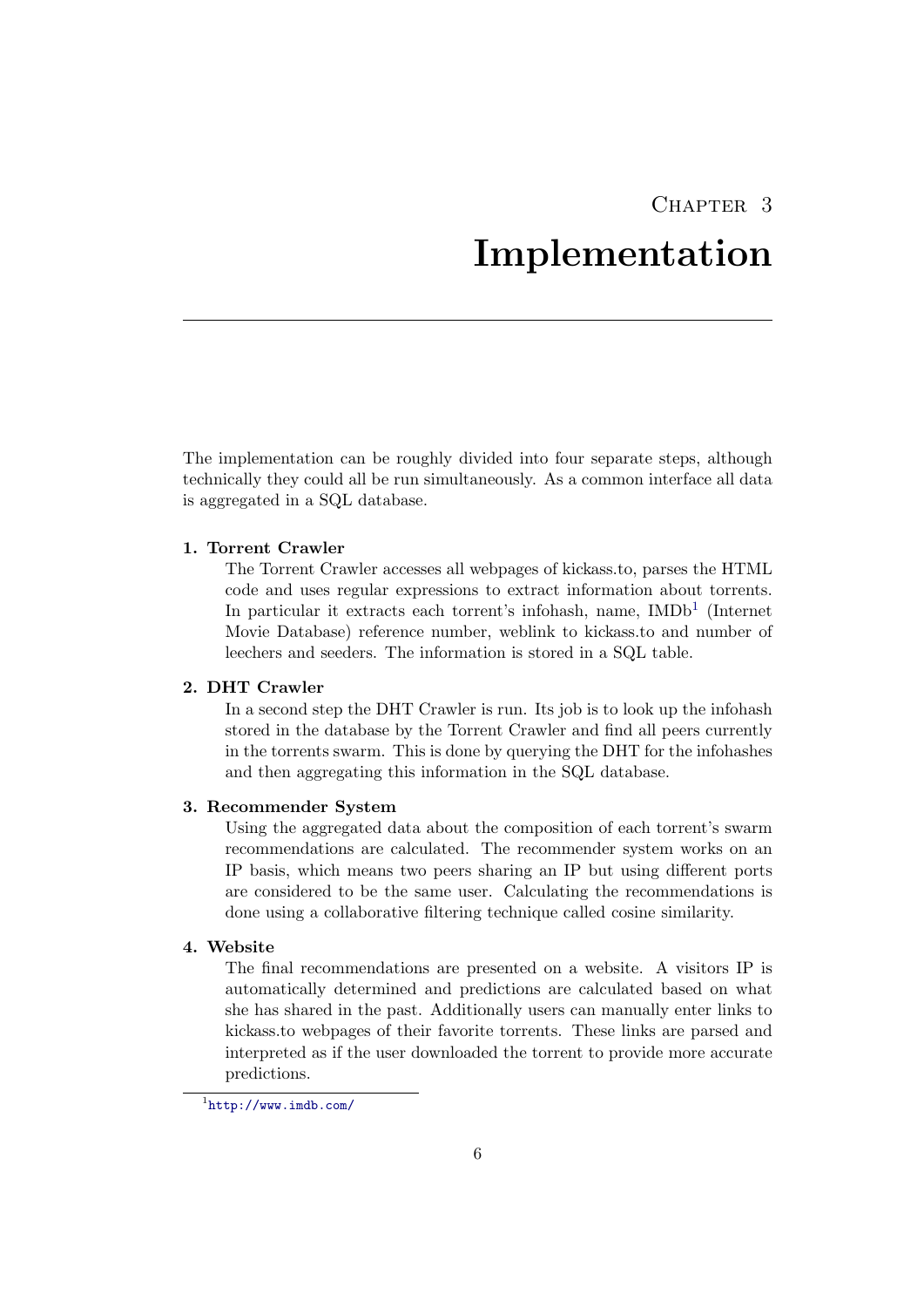# Chapter 3
# Implementation

The implementation can be roughly divided into four separate steps, although technically they could all be run simultaneously. As a common interface all data is aggregated in a SQL database.

1. **Torrent Crawler**
   The Torrent Crawler accesses all webpages of kickass.to, parses the HTML code and uses regular expressions to extract information about torrents. In particular it extracts each torrent's infohash, name, IMDb[1] (Internet Movie Database) reference number, weblink to kickass.to and number of leechers and seeders. The information is stored in a SQL table.

2. **DHT Crawler**
   In a second step the DHT Crawler is run. Its job is to look up the infohash stored in the database by the Torrent Crawler and find all peers currently in the torrents swarm. This is done by querying the DHT for the infohashes and then aggregating this information in the SQL database.

3. **Recommender System**
   Using the aggregated data about the composition of each torrent's swarm recommendations are calculated. The recommender system works on an IP basis, which means two peers sharing an IP but using different ports are considered to be the same user. Calculating the recommendations is done using a collaborative filtering technique called cosine similarity.

4. **Website**
   The final recommendations are presented on a website. A visitors IP is automatically determined and predictions are calculated based on what she has shared in the past. Additionally users can manually enter links to kickass.to webpages of their favorite torrents. These links are parsed and interpreted as if the user downloaded the torrent to provide more accurate predictions.

[1] http://www.imdb.com/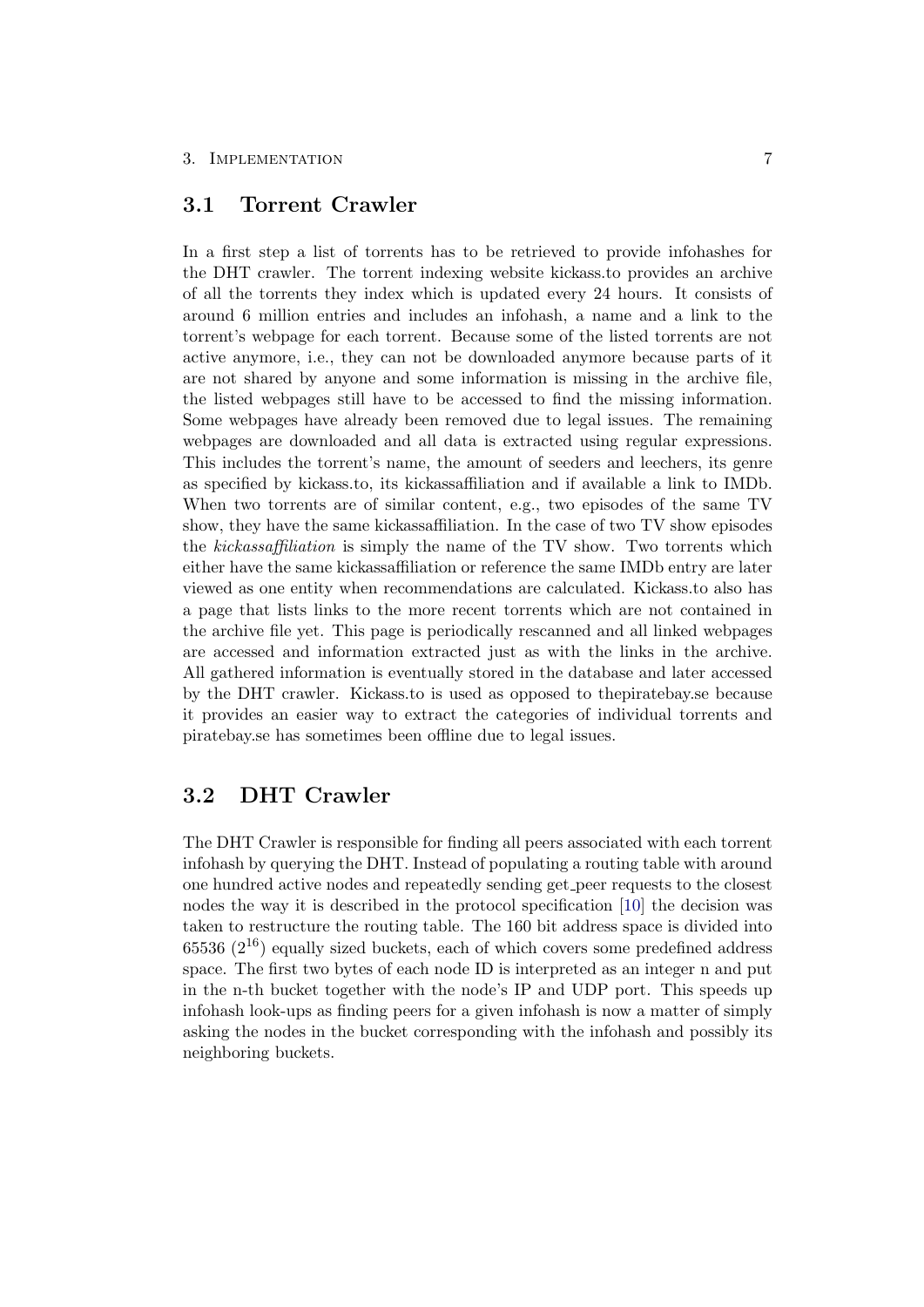## 3.1 Torrent Crawler

In a first step a list of torrents has to be retrieved to provide infohashes for the DHT crawler. The torrent indexing website kickass.to provides an archive of all the torrents they index which is updated every 24 hours. It consists of around 6 million entries and includes an infohash, a name and a link to the torrent's webpage for each torrent. Because some of the listed torrents are not active anymore, i.e., they can not be downloaded anymore because parts of it are not shared by anyone and some information is missing in the archive file, the listed webpages still have to be accessed to find the missing information. Some webpages have already been removed due to legal issues. The remaining webpages are downloaded and all data is extracted using regular expressions. This includes the torrent's name, the amount of seeders and leechers, its genre as specified by kickass.to, its kickassaffiliation and if available a link to IMDb. When two torrents are of similar content, e.g., two episodes of the same TV show, they have the same kickassaffiliation. In the case of two TV show episodes the *kickassaffiliation* is simply the name of the TV show. Two torrents which either have the same kickassaffiliation or reference the same IMDb entry are later viewed as one entity when recommendations are calculated. Kickass.to also has a page that lists links to the more recent torrents which are not contained in the archive file yet. This page is periodically rescanned and all linked webpages are accessed and information extracted just as with the links in the archive. All gathered information is eventually stored in the database and later accessed by the DHT crawler. Kickass.to is used as opposed to thepiratebay.se because it provides an easier way to extract the categories of individual torrents and piratebay.se has sometimes been offline due to legal issues.

## 3.2 DHT Crawler

The DHT Crawler is responsible for finding all peers associated with each torrent infohash by querying the DHT. Instead of populating a routing table with around one hundred active nodes and repeatedly sending get_peer requests to the closest nodes the way it is described in the protocol specification [10] the decision was taken to restructure the routing table. The 160 bit address space is divided into 65536 ($2^{16}$) equally sized buckets, each of which covers some predefined address space. The first two bytes of each node ID is interpreted as an integer n and put in the n-th bucket together with the node's IP and UDP port. This speeds up infohash look-ups as finding peers for a given infohash is now a matter of simply asking the nodes in the bucket corresponding with the infohash and possibly its neighboring buckets.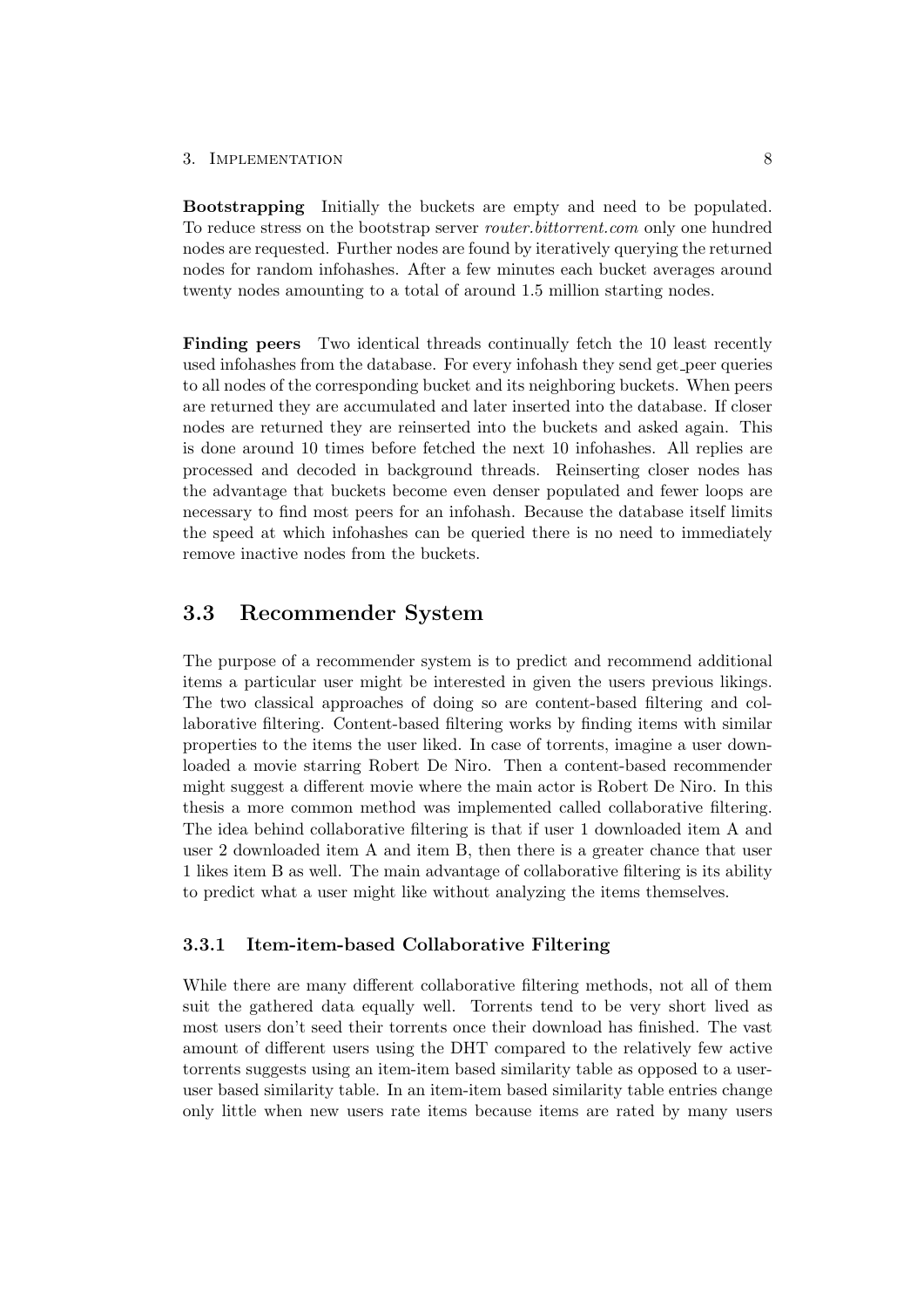**Bootstrapping** Initially the buckets are empty and need to be populated. To reduce stress on the bootstrap server *router.bittorrent.com* only one hundred nodes are requested. Further nodes are found by iteratively querying the returned nodes for random infohashes. After a few minutes each bucket averages around twenty nodes amounting to a total of around 1.5 million starting nodes.

**Finding peers** Two identical threads continually fetch the 10 least recently used infohashes from the database. For every infohash they send get_peer queries to all nodes of the corresponding bucket and its neighboring buckets. When peers are returned they are accumulated and later inserted into the database. If closer nodes are returned they are reinserted into the buckets and asked again. This is done around 10 times before fetched the next 10 infohashes. All replies are processed and decoded in background threads. Reinserting closer nodes has the advantage that buckets become even denser populated and fewer loops are necessary to find most peers for an infohash. Because the database itself limits the speed at which infohashes can be queried there is no need to immediately remove inactive nodes from the buckets.

## 3.3 Recommender System

The purpose of a recommender system is to predict and recommend additional items a particular user might be interested in given the users previous likings. The two classical approaches of doing so are content-based filtering and collaborative filtering. Content-based filtering works by finding items with similar properties to the items the user liked. In case of torrents, imagine a user downloaded a movie starring Robert De Niro. Then a content-based recommender might suggest a different movie where the main actor is Robert De Niro. In this thesis a more common method was implemented called collaborative filtering. The idea behind collaborative filtering is that if user 1 downloaded item A and user 2 downloaded item A and item B, then there is a greater chance that user 1 likes item B as well. The main advantage of collaborative filtering is its ability to predict what a user might like without analyzing the items themselves.

### 3.3.1 Item-item-based Collaborative Filtering

While there are many different collaborative filtering methods, not all of them suit the gathered data equally well. Torrents tend to be very short lived as most users don't seed their torrents once their download has finished. The vast amount of different users using the DHT compared to the relatively few active torrents suggests using an item-item based similarity table as opposed to a user-user based similarity table. In an item-item based similarity table entries change only little when new users rate items because items are rated by many users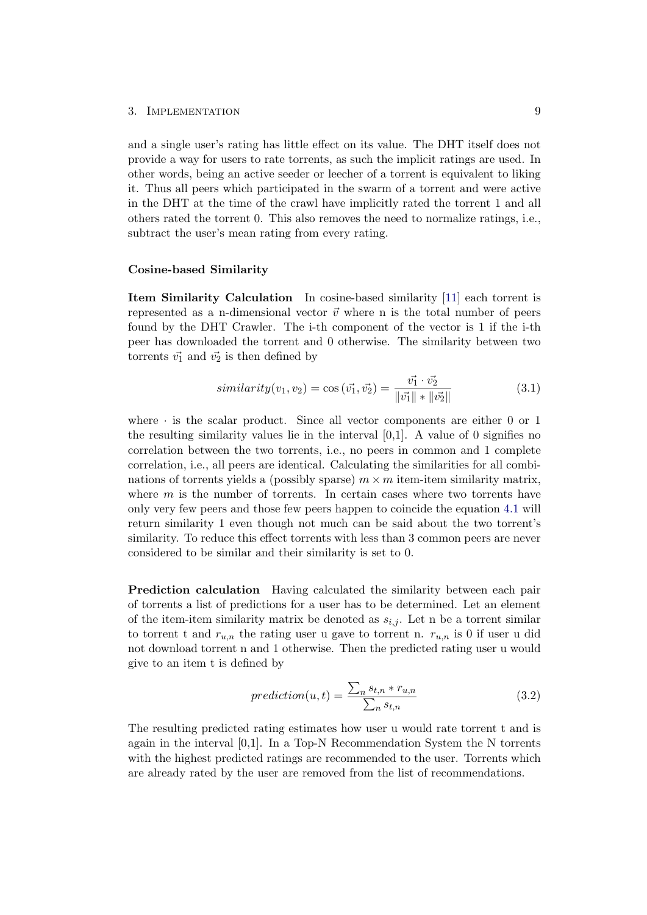and a single user's rating has little effect on its value. The DHT itself does not provide a way for users to rate torrents, as such the implicit ratings are used. In other words, being an active seeder or leecher of a torrent is equivalent to liking it. Thus all peers which participated in the swarm of a torrent and were active in the DHT at the time of the crawl have implicitly rated the torrent 1 and all others rated the torrent 0. This also removes the need to normalize ratings, i.e., subtract the user's mean rating from every rating.

#### Cosine-based Similarity

**Item Similarity Calculation** In cosine-based similarity [11] each torrent is represented as a n-dimensional vector $\vec{v}$ where n is the total number of peers found by the DHT Crawler. The i-th component of the vector is 1 if the i-th peer has downloaded the torrent and 0 otherwise. The similarity between two torrents $\vec{v_1}$ and $\vec{v_2}$ is then defined by

$$similarity(v_1, v_2) = \cos(\vec{v_1}, \vec{v_2}) = \frac{\vec{v_1} \cdot \vec{v_2}}{\|\vec{v_1}\| * \|\vec{v_2}\|} \tag{3.1}$$

where $\cdot$ is the scalar product. Since all vector components are either 0 or 1 the resulting similarity values lie in the interval [0,1]. A value of 0 signifies no correlation between the two torrents, i.e., no peers in common and 1 complete correlation, i.e., all peers are identical. Calculating the similarities for all combinations of torrents yields a (possibly sparse) $m \times m$ item-item similarity matrix, where $m$ is the number of torrents. In certain cases where two torrents have only very few peers and those few peers happen to coincide the equation 4.1 will return similarity 1 even though not much can be said about the two torrent's similarity. To reduce this effect torrents with less than 3 common peers are never considered to be similar and their similarity is set to 0.

**Prediction calculation** Having calculated the similarity between each pair of torrents a list of predictions for a user has to be determined. Let an element of the item-item similarity matrix be denoted as $s_{i,j}$. Let n be a torrent similar to torrent t and $r_{u,n}$ the rating user u gave to torrent n. $r_{u,n}$ is 0 if user u did not download torrent n and 1 otherwise. Then the predicted rating user u would give to an item t is defined by

$$prediction(u, t) = \frac{\sum_n s_{t,n} * r_{u,n}}{\sum_n s_{t,n}} \tag{3.2}$$

The resulting predicted rating estimates how user u would rate torrent t and is again in the interval [0,1]. In a Top-N Recommendation System the N torrents with the highest predicted ratings are recommended to the user. Torrents which are already rated by the user are removed from the list of recommendations.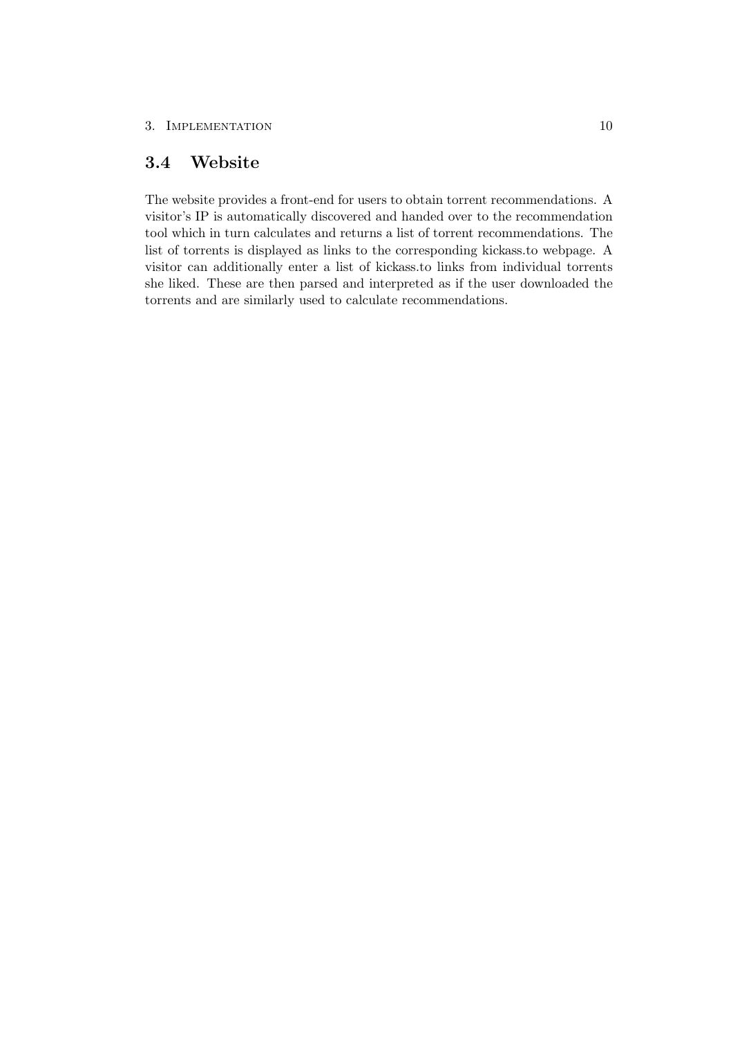## 3.4 Website

The website provides a front-end for users to obtain torrent recommendations. A visitor's IP is automatically discovered and handed over to the recommendation tool which in turn calculates and returns a list of torrent recommendations. The list of torrents is displayed as links to the corresponding kickass.to webpage. A visitor can additionally enter a list of kickass.to links from individual torrents she liked. These are then parsed and interpreted as if the user downloaded the torrents and are similarly used to calculate recommendations.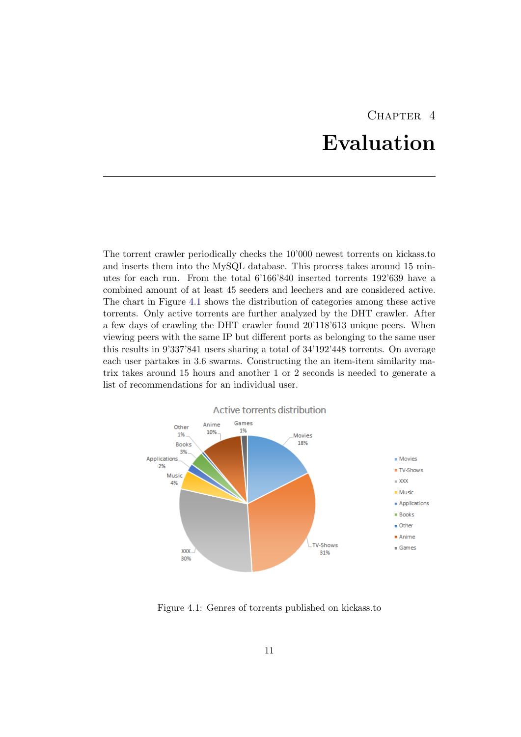# Chapter 4

# Evaluation

The torrent crawler periodically checks the 10'000 newest torrents on kickass.to and inserts them into the MySQL database. This process takes around 15 minutes for each run. From the total 6'166'840 inserted torrents 192'639 have a combined amount of at least 45 seeders and leechers and are considered active. The chart in Figure 4.1 shows the distribution of categories among these active torrents. Only active torrents are further analyzed by the DHT crawler. After a few days of crawling the DHT crawler found 20'118'613 unique peers. When viewing peers with the same IP but different ports as belonging to the same user this results in 9'337'841 users sharing a total of 34'192'448 torrents. On average each user partakes in 3.6 swarms. Constructing the an item-item similarity matrix takes around 15 hours and another 1 or 2 seconds is needed to generate a list of recommendations for an individual user.

Figure 4.1: Genres of torrents published on kickass.to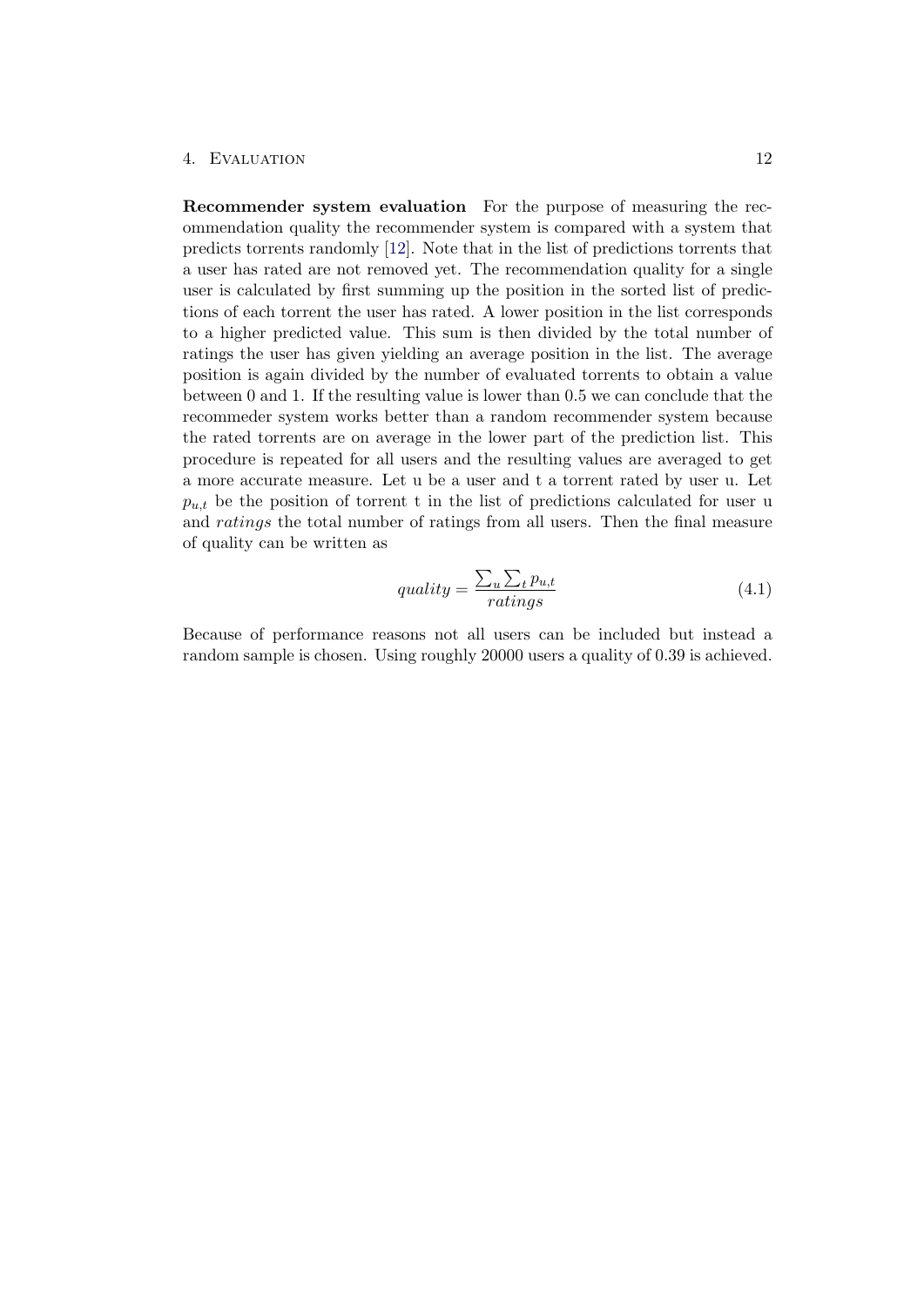**Recommender system evaluation** For the purpose of measuring the recommendation quality the recommender system is compared with a system that predicts torrents randomly [12]. Note that in the list of predictions torrents that a user has rated are not removed yet. The recommendation quality for a single user is calculated by first summing up the position in the sorted list of predictions of each torrent the user has rated. A lower position in the list corresponds to a higher predicted value. This sum is then divided by the total number of ratings the user has given yielding an average position in the list. The average position is again divided by the number of evaluated torrents to obtain a value between 0 and 1. If the resulting value is lower than 0.5 we can conclude that the recommeder system works better than a random recommender system because the rated torrents are on average in the lower part of the prediction list. This procedure is repeated for all users and the resulting values are averaged to get a more accurate measure. Let u be a user and t a torrent rated by user u. Let $p_{u,t}$ be the position of torrent t in the list of predictions calculated for user u and *ratings* the total number of ratings from all users. Then the final measure of quality can be written as

$$quality = \frac{\sum_u \sum_t p_{u,t}}{ratings} \tag{4.1}$$

Because of performance reasons not all users can be included but instead a random sample is chosen. Using roughly 20000 users a quality of 0.39 is achieved.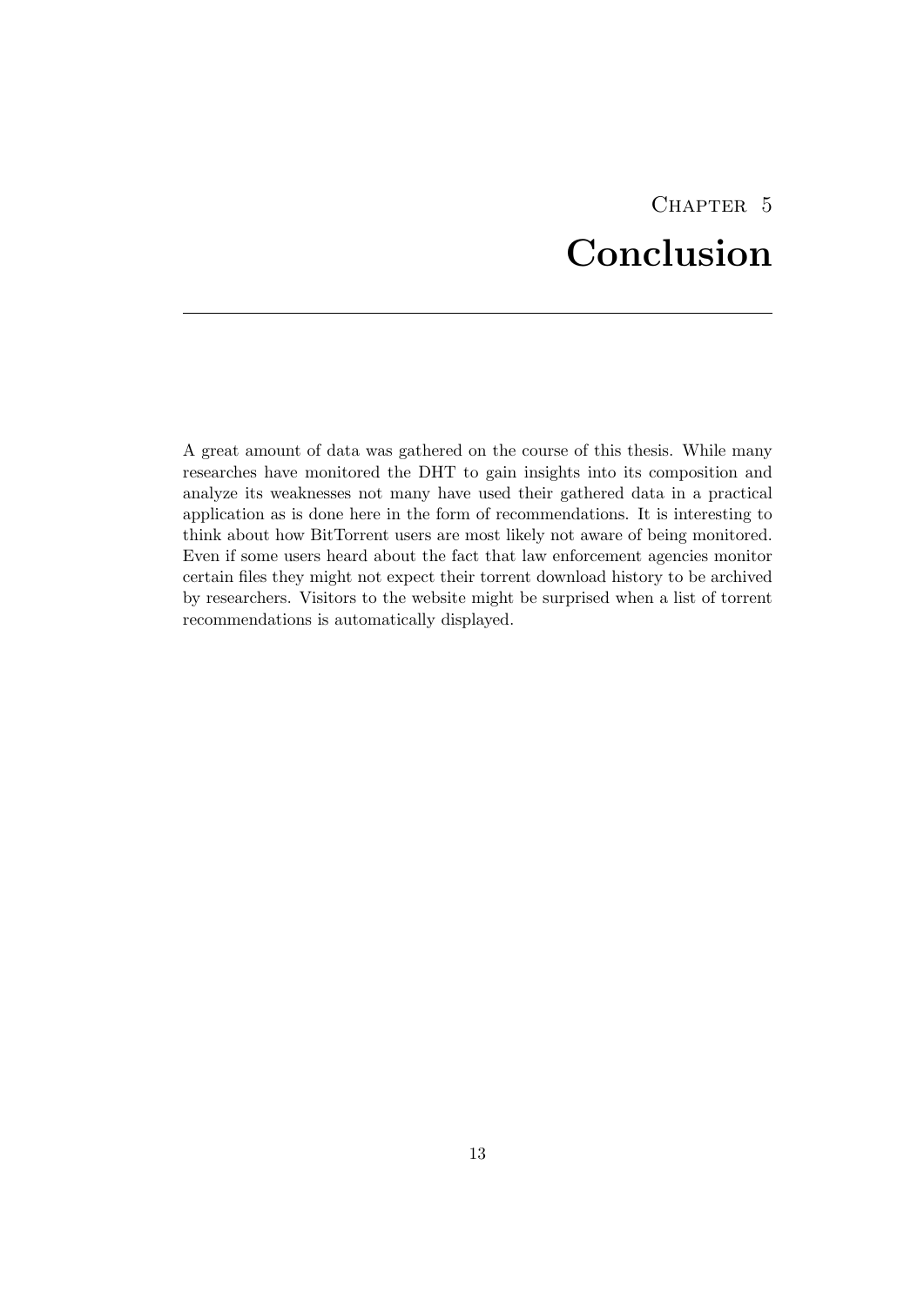# Chapter 5
# Conclusion

A great amount of data was gathered on the course of this thesis. While many researches have monitored the DHT to gain insights into its composition and analyze its weaknesses not many have used their gathered data in a practical application as is done here in the form of recommendations. It is interesting to think about how BitTorrent users are most likely not aware of being monitored. Even if some users heard about the fact that law enforcement agencies monitor certain files they might not expect their torrent download history to be archived by researchers. Visitors to the website might be surprised when a list of torrent recommendations is automatically displayed.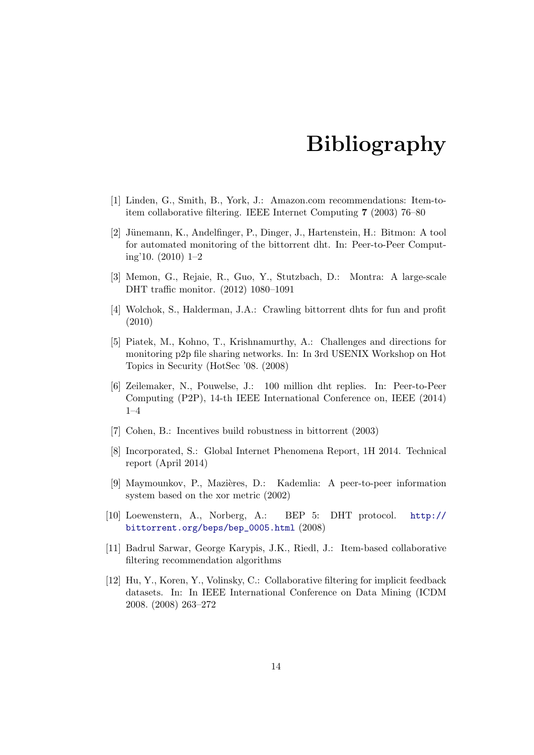# Bibliography

[1] Linden, G., Smith, B., York, J.: Amazon.com recommendations: Item-to-item collaborative filtering. IEEE Internet Computing **7** (2003) 76–80

[2] Jünemann, K., Andelfinger, P., Dinger, J., Hartenstein, H.: Bitmon: A tool for automated monitoring of the bittorrent dht. In: Peer-to-Peer Computing'10. (2010) 1–2

[3] Memon, G., Rejaie, R., Guo, Y., Stutzbach, D.: Montra: A large-scale DHT traffic monitor. (2012) 1080–1091

[4] Wolchok, S., Halderman, J.A.: Crawling bittorrent dhts for fun and profit (2010)

[5] Piatek, M., Kohno, T., Krishnamurthy, A.: Challenges and directions for monitoring p2p file sharing networks. In: In 3rd USENIX Workshop on Hot Topics in Security (HotSec '08. (2008)

[6] Zeilemaker, N., Pouwelse, J.: 100 million dht replies. In: Peer-to-Peer Computing (P2P), 14-th IEEE International Conference on, IEEE (2014) 1–4

[7] Cohen, B.: Incentives build robustness in bittorrent (2003)

[8] Incorporated, S.: Global Internet Phenomena Report, 1H 2014. Technical report (April 2014)

[9] Maymounkov, P., Mazières, D.: Kademlia: A peer-to-peer information system based on the xor metric (2002)

[10] Loewenstern, A., Norberg, A.: BEP 5: DHT protocol. http://bittorrent.org/beps/bep_0005.html (2008)

[11] Badrul Sarwar, George Karypis, J.K., Riedl, J.: Item-based collaborative filtering recommendation algorithms

[12] Hu, Y., Koren, Y., Volinsky, C.: Collaborative filtering for implicit feedback datasets. In: In IEEE International Conference on Data Mining (ICDM 2008. (2008) 263–272